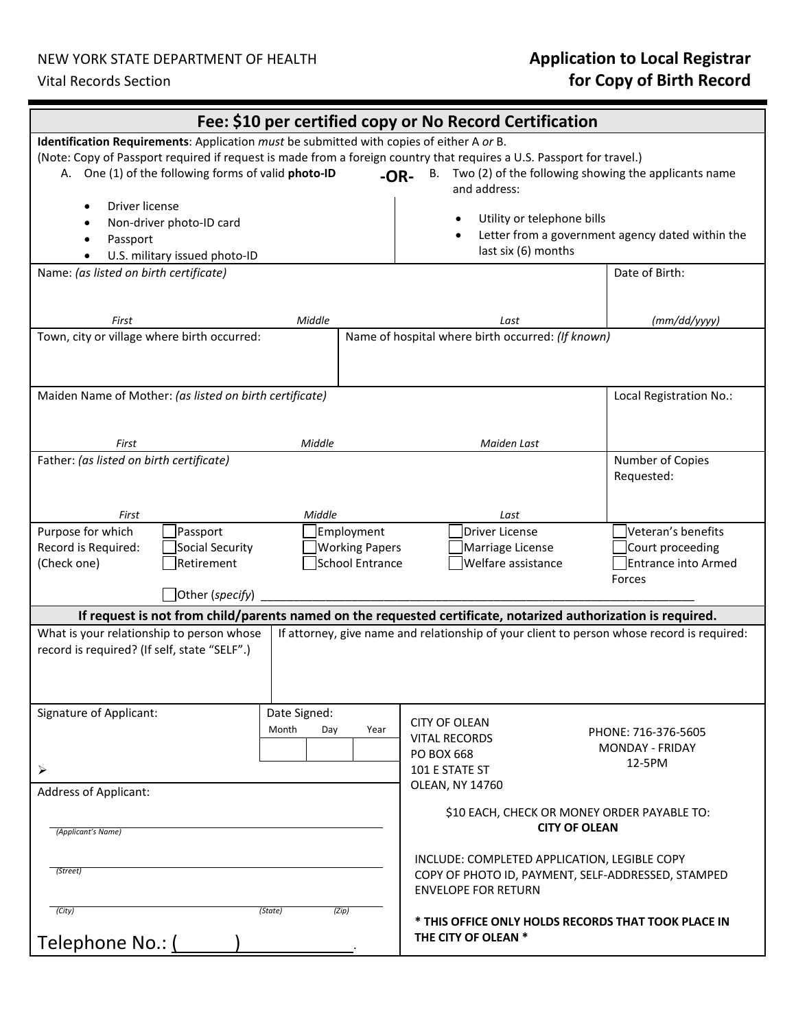NEW YORK STATE DEPARTMENT OF HEALTH

Vital Records Section

# Application to Local Registrar for Copy of Birth Record

## Fee: $10 per certified copy or No Record Certification

**Identification Requirements**: Application *must* be submitted with copies of either A *or* B.

(Note: Copy of Passport required if request is made from a foreign country that requires a U.S. Passport for travel.)

A. One (1) of the following forms of valid **photo-ID**

- Driver license
- Non-driver photo-ID card
- Passport
- U.S. military issued photo-ID

**-OR-**

B. Two (2) of the following showing the applicants name and address:

- Utility or telephone bills
- Letter from a government agency dated within the last six (6) months

| Name: *(as listed on birth certificate)* | | | Date of Birth: |
|---|---|---|---|
| *First* | *Middle* | *Last* | *(mm/dd/yyyy)* |

| Town, city or village where birth occurred: | Name of hospital where birth occurred: *(If known)* |
|---|---|
| | |

| Maiden Name of Mother: *(as listed on birth certificate)* | | | Local Registration No.: |
|---|---|---|---|
| *First* | *Middle* | *Maiden Last* | |

| Father: *(as listed on birth certificate)* | | | Number of Copies Requested: |
|---|---|---|---|
| *First* | *Middle* | *Last* | |

Purpose for which Record is Required: (Check one)

- ☐ Passport
- ☐ Social Security
- ☐ Retirement
- ☐ Employment
- ☐ Working Papers
- ☐ School Entrance
- ☐ Driver License
- ☐ Marriage License
- ☐ Welfare assistance
- ☐ Veteran's benefits
- ☐ Court proceeding
- ☐ Entrance into Armed Forces
- ☐ Other (*specify*) ______________________________

**If request is not from child/parents named on the requested certificate, notarized authorization is required.**

| What is your relationship to person whose record is required? (If self, state "SELF".) | If attorney, give name and relationship of your client to person whose record is required: |
|---|---|
| | |

| Signature of Applicant: | Date Signed: Month / Day / Year |
|---|---|
| ➢ | |

Address of Applicant:

______________________________
*(Applicant's Name)*

______________________________
*(Street)*

______________________________
*(City)* *(State)* *(Zip)*

Telephone No.: (      ) ____________.

CITY OF OLEAN
VITAL RECORDS
PO BOX 668
101 E STATE ST
OLEAN, NY 14760

PHONE: 716-376-5605
MONDAY - FRIDAY
12-5PM

$10 EACH, CHECK OR MONEY ORDER PAYABLE TO:
**CITY OF OLEAN**

INCLUDE: COMPLETED APPLICATION, LEGIBLE COPY COPY OF PHOTO ID, PAYMENT, SELF-ADDRESSED, STAMPED ENVELOPE FOR RETURN

**\* THIS OFFICE ONLY HOLDS RECORDS THAT TOOK PLACE IN THE CITY OF OLEAN \***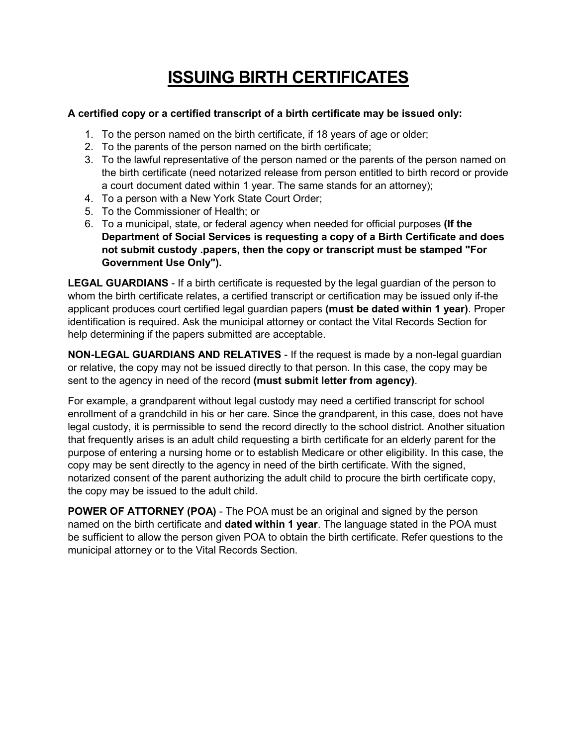# ISSUING BIRTH CERTIFICATES

**A certified copy or a certified transcript of a birth certificate may be issued only:**

1. To the person named on the birth certificate, if 18 years of age or older;
2. To the parents of the person named on the birth certificate;
3. To the lawful representative of the person named or the parents of the person named on the birth certificate (need notarized release from person entitled to birth record or provide a court document dated within 1 year. The same stands for an attorney);
4. To a person with a New York State Court Order;
5. To the Commissioner of Health; or
6. To a municipal, state, or federal agency when needed for official purposes **(If the Department of Social Services is requesting a copy of a Birth Certificate and does not submit custody .papers, then the copy or transcript must be stamped "For Government Use Only").**

**LEGAL GUARDIANS** - If a birth certificate is requested by the legal guardian of the person to whom the birth certificate relates, a certified transcript or certification may be issued only if-the applicant produces court certified legal guardian papers **(must be dated within 1 year)**. Proper identification is required. Ask the municipal attorney or contact the Vital Records Section for help determining if the papers submitted are acceptable.

**NON-LEGAL GUARDIANS AND RELATIVES** - If the request is made by a non-legal guardian or relative, the copy may not be issued directly to that person. In this case, the copy may be sent to the agency in need of the record **(must submit letter from agency)**.

For example, a grandparent without legal custody may need a certified transcript for school enrollment of a grandchild in his or her care. Since the grandparent, in this case, does not have legal custody, it is permissible to send the record directly to the school district. Another situation that frequently arises is an adult child requesting a birth certificate for an elderly parent for the purpose of entering a nursing home or to establish Medicare or other eligibility. In this case, the copy may be sent directly to the agency in need of the birth certificate. With the signed, notarized consent of the parent authorizing the adult child to procure the birth certificate copy, the copy may be issued to the adult child.

**POWER OF ATTORNEY (POA)** - The POA must be an original and signed by the person named on the birth certificate and **dated within 1 year**. The language stated in the POA must be sufficient to allow the person given POA to obtain the birth certificate. Refer questions to the municipal attorney or to the Vital Records Section.